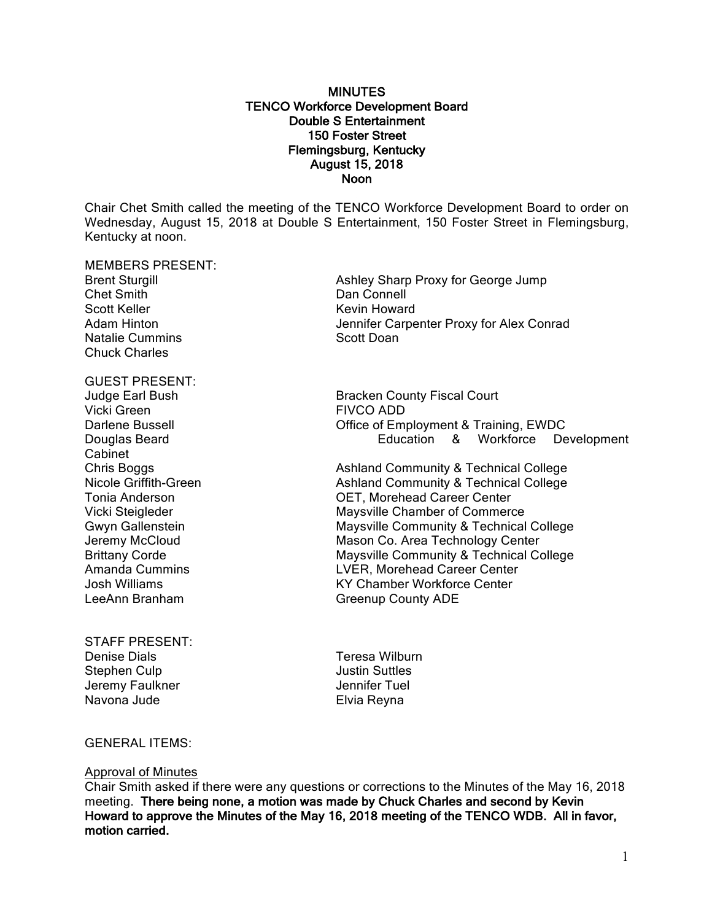**MINUTES**
**TENCO Workforce Development Board**
**Double S Entertainment**
**150 Foster Street**
**Flemingsburg, Kentucky**
**August 15, 2018**
**Noon**

Chair Chet Smith called the meeting of the TENCO Workforce Development Board to order on Wednesday, August 15, 2018 at Double S Entertainment, 150 Foster Street in Flemingsburg, Kentucky at noon.

MEMBERS PRESENT:

| | |
|---|---|
| Brent Sturgill | Ashley Sharp Proxy for George Jump |
| Chet Smith | Dan Connell |
| Scott Keller | Kevin Howard |
| Adam Hinton | Jennifer Carpenter Proxy for Alex Conrad |
| Natalie Cummins | Scott Doan |
| Chuck Charles | |

GUEST PRESENT:

| | |
|---|---|
| Judge Earl Bush | Bracken County Fiscal Court |
| Vicki Green | FIVCO ADD |
| Darlene Bussell | Office of Employment & Training, EWDC |
| Douglas Beard | Education & Workforce Development Cabinet |
| Chris Boggs | Ashland Community & Technical College |
| Nicole Griffith-Green | Ashland Community & Technical College |
| Tonia Anderson | OET, Morehead Career Center |
| Vicki Steigleder | Maysville Chamber of Commerce |
| Gwyn Gallenstein | Maysville Community & Technical College |
| Jeremy McCloud | Mason Co. Area Technology Center |
| Brittany Corde | Maysville Community & Technical College |
| Amanda Cummins | LVER, Morehead Career Center |
| Josh Williams | KY Chamber Workforce Center |
| LeeAnn Branham | Greenup County ADE |

STAFF PRESENT:

| | |
|---|---|
| Denise Dials | Teresa Wilburn |
| Stephen Culp | Justin Suttles |
| Jeremy Faulkner | Jennifer Tuel |
| Navona Jude | Elvia Reyna |

GENERAL ITEMS:

Approval of Minutes

Chair Smith asked if there were any questions or corrections to the Minutes of the May 16, 2018 meeting. **There being none, a motion was made by Chuck Charles and second by Kevin Howard to approve the Minutes of the May 16, 2018 meeting of the TENCO WDB. All in favor, motion carried.**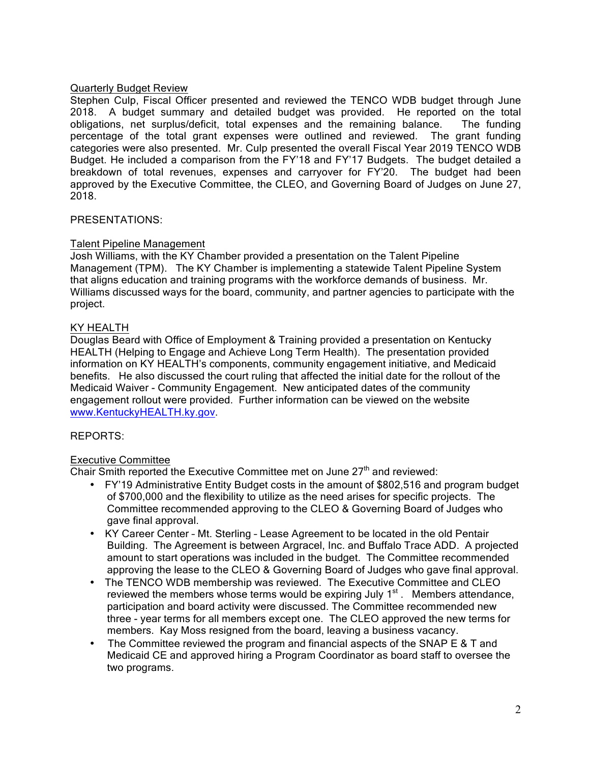Quarterly Budget Review

Stephen Culp, Fiscal Officer presented and reviewed the TENCO WDB budget through June 2018. A budget summary and detailed budget was provided. He reported on the total obligations, net surplus/deficit, total expenses and the remaining balance. The funding percentage of the total grant expenses were outlined and reviewed. The grant funding categories were also presented. Mr. Culp presented the overall Fiscal Year 2019 TENCO WDB Budget. He included a comparison from the FY'18 and FY'17 Budgets. The budget detailed a breakdown of total revenues, expenses and carryover for FY'20. The budget had been approved by the Executive Committee, the CLEO, and Governing Board of Judges on June 27, 2018.

PRESENTATIONS:

Talent Pipeline Management

Josh Williams, with the KY Chamber provided a presentation on the Talent Pipeline Management (TPM). The KY Chamber is implementing a statewide Talent Pipeline System that aligns education and training programs with the workforce demands of business. Mr. Williams discussed ways for the board, community, and partner agencies to participate with the project.

KY HEALTH

Douglas Beard with Office of Employment & Training provided a presentation on Kentucky HEALTH (Helping to Engage and Achieve Long Term Health). The presentation provided information on KY HEALTH's components, community engagement initiative, and Medicaid benefits. He also discussed the court ruling that affected the initial date for the rollout of the Medicaid Waiver - Community Engagement. New anticipated dates of the community engagement rollout were provided. Further information can be viewed on the website www.KentuckyHEALTH.ky.gov.

REPORTS:

Executive Committee

Chair Smith reported the Executive Committee met on June 27th and reviewed:

- FY'19 Administrative Entity Budget costs in the amount of $802,516 and program budget of $700,000 and the flexibility to utilize as the need arises for specific projects. The Committee recommended approving to the CLEO & Governing Board of Judges who gave final approval.
- KY Career Center – Mt. Sterling – Lease Agreement to be located in the old Pentair Building. The Agreement is between Argracel, Inc. and Buffalo Trace ADD. A projected amount to start operations was included in the budget. The Committee recommended approving the lease to the CLEO & Governing Board of Judges who gave final approval.
- The TENCO WDB membership was reviewed. The Executive Committee and CLEO reviewed the members whose terms would be expiring July 1st. Members attendance, participation and board activity were discussed. The Committee recommended new three - year terms for all members except one. The CLEO approved the new terms for members. Kay Moss resigned from the board, leaving a business vacancy.
- The Committee reviewed the program and financial aspects of the SNAP E & T and Medicaid CE and approved hiring a Program Coordinator as board staff to oversee the two programs.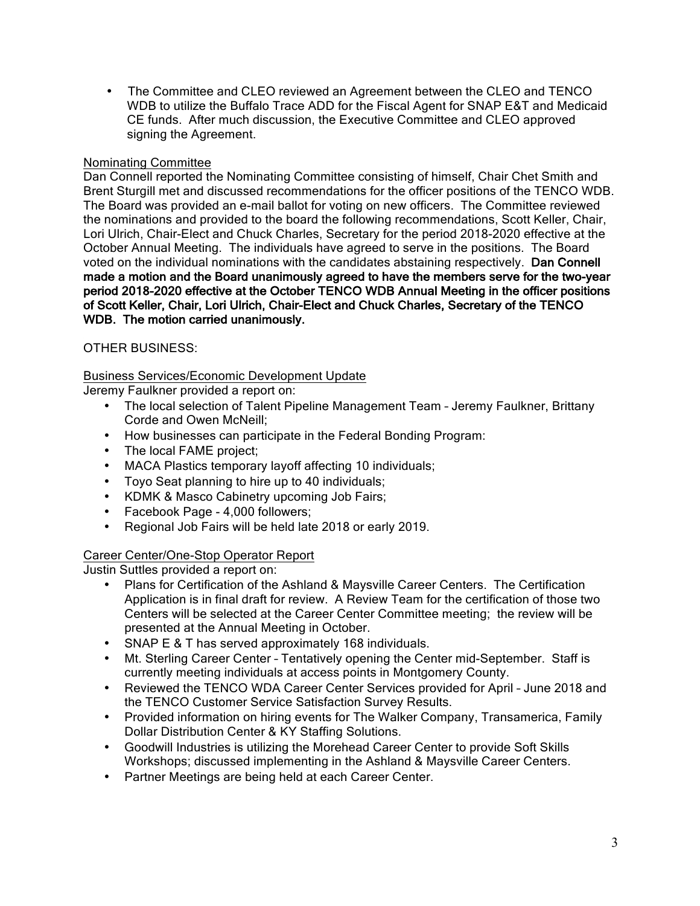- The Committee and CLEO reviewed an Agreement between the CLEO and TENCO WDB to utilize the Buffalo Trace ADD for the Fiscal Agent for SNAP E&T and Medicaid CE funds. After much discussion, the Executive Committee and CLEO approved signing the Agreement.

<u>Nominating Committee</u>

Dan Connell reported the Nominating Committee consisting of himself, Chair Chet Smith and Brent Sturgill met and discussed recommendations for the officer positions of the TENCO WDB. The Board was provided an e-mail ballot for voting on new officers. The Committee reviewed the nominations and provided to the board the following recommendations, Scott Keller, Chair, Lori Ulrich, Chair-Elect and Chuck Charles, Secretary for the period 2018-2020 effective at the October Annual Meeting. The individuals have agreed to serve in the positions. The Board voted on the individual nominations with the candidates abstaining respectively. **Dan Connell made a motion and the Board unanimously agreed to have the members serve for the two-year period 2018-2020 effective at the October TENCO WDB Annual Meeting in the officer positions of Scott Keller, Chair, Lori Ulrich, Chair-Elect and Chuck Charles, Secretary of the TENCO WDB. The motion carried unanimously.**

OTHER BUSINESS:

<u>Business Services/Economic Development Update</u>

Jeremy Faulkner provided a report on:

- The local selection of Talent Pipeline Management Team – Jeremy Faulkner, Brittany Corde and Owen McNeill;
- How businesses can participate in the Federal Bonding Program:
- The local FAME project;
- MACA Plastics temporary layoff affecting 10 individuals;
- Toyo Seat planning to hire up to 40 individuals;
- KDMK & Masco Cabinetry upcoming Job Fairs;
- Facebook Page - 4,000 followers;
- Regional Job Fairs will be held late 2018 or early 2019.

<u>Career Center/One-Stop Operator Report</u>

Justin Suttles provided a report on:

- Plans for Certification of the Ashland & Maysville Career Centers. The Certification Application is in final draft for review. A Review Team for the certification of those two Centers will be selected at the Career Center Committee meeting; the review will be presented at the Annual Meeting in October.
- SNAP E & T has served approximately 168 individuals.
- Mt. Sterling Career Center – Tentatively opening the Center mid-September. Staff is currently meeting individuals at access points in Montgomery County.
- Reviewed the TENCO WDA Career Center Services provided for April – June 2018 and the TENCO Customer Service Satisfaction Survey Results.
- Provided information on hiring events for The Walker Company, Transamerica, Family Dollar Distribution Center & KY Staffing Solutions.
- Goodwill Industries is utilizing the Morehead Career Center to provide Soft Skills Workshops; discussed implementing in the Ashland & Maysville Career Centers.
- Partner Meetings are being held at each Career Center.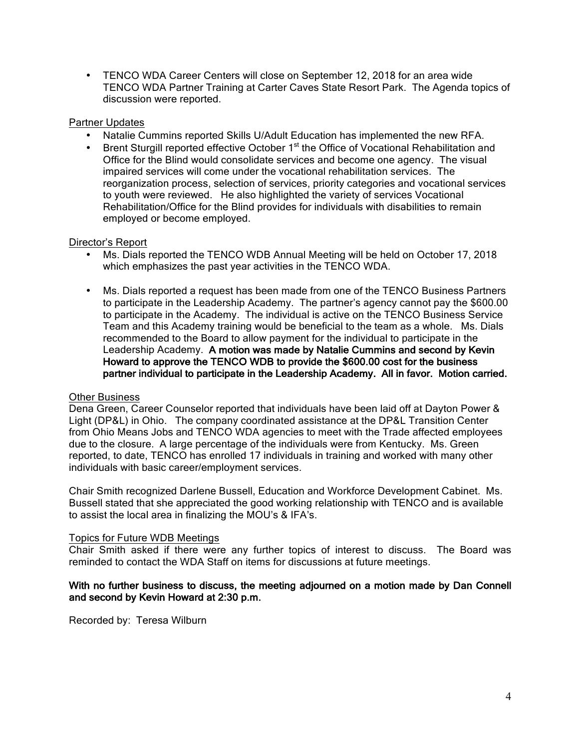- TENCO WDA Career Centers will close on September 12, 2018 for an area wide TENCO WDA Partner Training at Carter Caves State Resort Park. The Agenda topics of discussion were reported.

Partner Updates

- Natalie Cummins reported Skills U/Adult Education has implemented the new RFA.
- Brent Sturgill reported effective October 1st the Office of Vocational Rehabilitation and Office for the Blind would consolidate services and become one agency. The visual impaired services will come under the vocational rehabilitation services. The reorganization process, selection of services, priority categories and vocational services to youth were reviewed. He also highlighted the variety of services Vocational Rehabilitation/Office for the Blind provides for individuals with disabilities to remain employed or become employed.

Director's Report

- Ms. Dials reported the TENCO WDB Annual Meeting will be held on October 17, 2018 which emphasizes the past year activities in the TENCO WDA.
- Ms. Dials reported a request has been made from one of the TENCO Business Partners to participate in the Leadership Academy. The partner's agency cannot pay the $600.00 to participate in the Academy. The individual is active on the TENCO Business Service Team and this Academy training would be beneficial to the team as a whole. Ms. Dials recommended to the Board to allow payment for the individual to participate in the Leadership Academy. **A motion was made by Natalie Cummins and second by Kevin Howard to approve the TENCO WDB to provide the $600.00 cost for the business partner individual to participate in the Leadership Academy. All in favor. Motion carried.**

Other Business

Dena Green, Career Counselor reported that individuals have been laid off at Dayton Power & Light (DP&L) in Ohio. The company coordinated assistance at the DP&L Transition Center from Ohio Means Jobs and TENCO WDA agencies to meet with the Trade affected employees due to the closure. A large percentage of the individuals were from Kentucky. Ms. Green reported, to date, TENCO has enrolled 17 individuals in training and worked with many other individuals with basic career/employment services.

Chair Smith recognized Darlene Bussell, Education and Workforce Development Cabinet. Ms. Bussell stated that she appreciated the good working relationship with TENCO and is available to assist the local area in finalizing the MOU's & IFA's.

Topics for Future WDB Meetings

Chair Smith asked if there were any further topics of interest to discuss. The Board was reminded to contact the WDA Staff on items for discussions at future meetings.

**With no further business to discuss, the meeting adjourned on a motion made by Dan Connell and second by Kevin Howard at 2:30 p.m.**

Recorded by: Teresa Wilburn